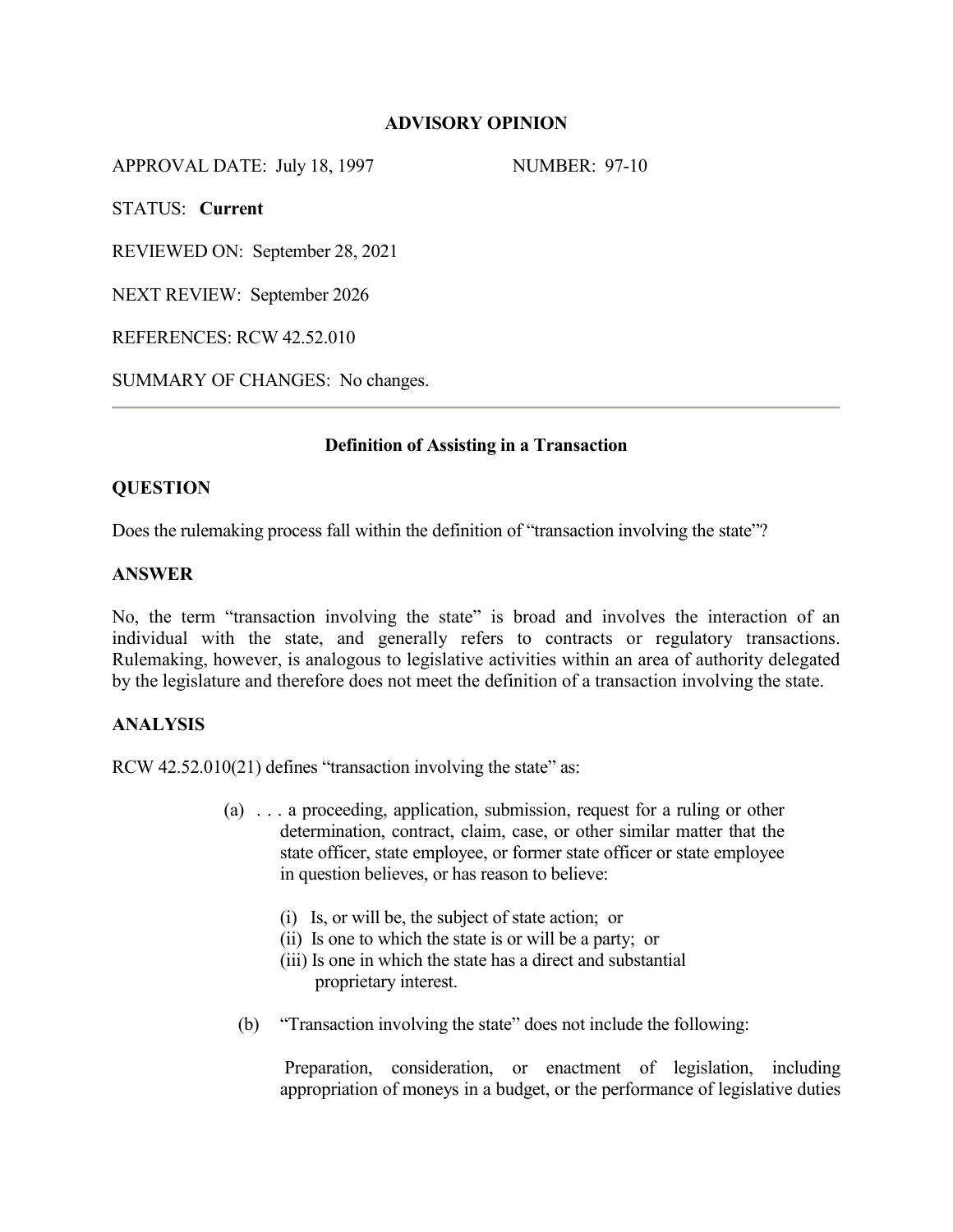**ADVISORY OPINION**

APPROVAL DATE: July 18, 1997 NUMBER: 97-10

STATUS: **Current**

REVIEWED ON: September 28, 2021

NEXT REVIEW: September 2026

REFERENCES: RCW 42.52.010

SUMMARY OF CHANGES: No changes.

---

**Definition of Assisting in a Transaction**

**QUESTION**

Does the rulemaking process fall within the definition of "transaction involving the state"?

**ANSWER**

No, the term "transaction involving the state" is broad and involves the interaction of an individual with the state, and generally refers to contracts or regulatory transactions. Rulemaking, however, is analogous to legislative activities within an area of authority delegated by the legislature and therefore does not meet the definition of a transaction involving the state.

**ANALYSIS**

RCW 42.52.010(21) defines "transaction involving the state" as:

> (a) . . . a proceeding, application, submission, request for a ruling or other determination, contract, claim, case, or other similar matter that the state officer, state employee, or former state officer or state employee in question believes, or has reason to believe:
>
> (i) Is, or will be, the subject of state action; or
> (ii) Is one to which the state is or will be a party; or
> (iii) Is one in which the state has a direct and substantial proprietary interest.
>
> (b) "Transaction involving the state" does not include the following:
>
> Preparation, consideration, or enactment of legislation, including appropriation of moneys in a budget, or the performance of legislative duties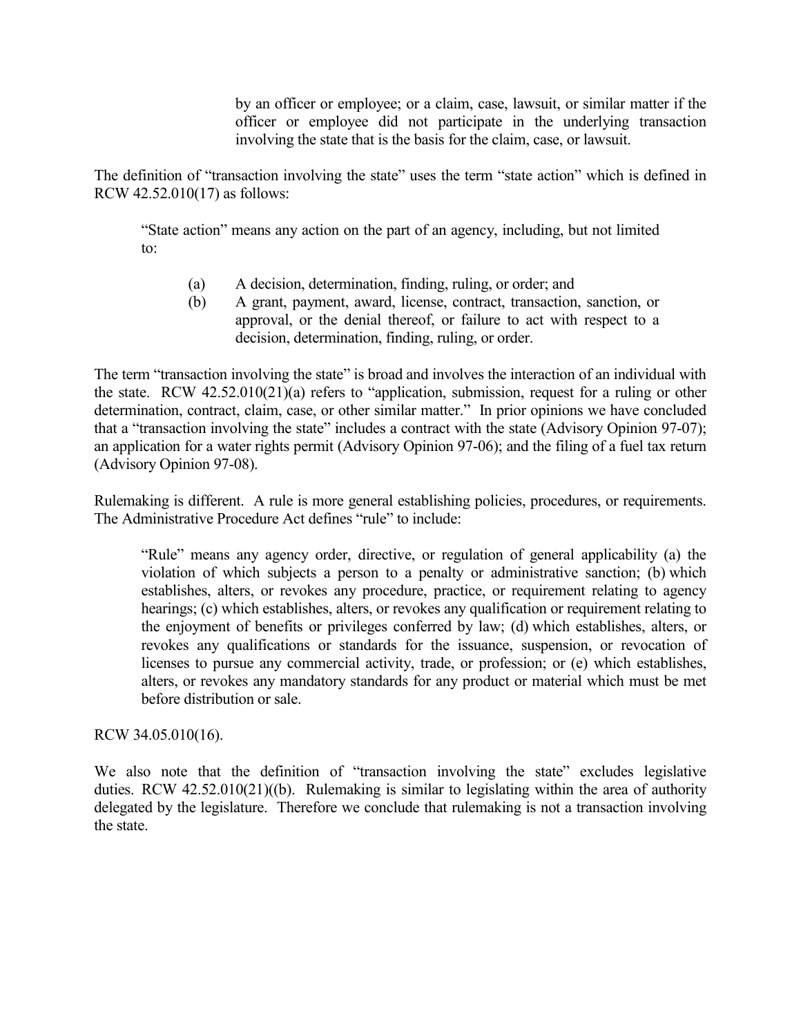> by an officer or employee; or a claim, case, lawsuit, or similar matter if the officer or employee did not participate in the underlying transaction involving the state that is the basis for the claim, case, or lawsuit.

The definition of "transaction involving the state" uses the term "state action" which is defined in RCW 42.52.010(17) as follows:

> "State action" means any action on the part of an agency, including, but not limited to:
>
> (a) A decision, determination, finding, ruling, or order; and
>
> (b) A grant, payment, award, license, contract, transaction, sanction, or approval, or the denial thereof, or failure to act with respect to a decision, determination, finding, ruling, or order.

The term "transaction involving the state" is broad and involves the interaction of an individual with the state. RCW 42.52.010(21)(a) refers to "application, submission, request for a ruling or other determination, contract, claim, case, or other similar matter." In prior opinions we have concluded that a "transaction involving the state" includes a contract with the state (Advisory Opinion 97-07); an application for a water rights permit (Advisory Opinion 97-06); and the filing of a fuel tax return (Advisory Opinion 97-08).

Rulemaking is different. A rule is more general establishing policies, procedures, or requirements. The Administrative Procedure Act defines "rule" to include:

> "Rule" means any agency order, directive, or regulation of general applicability (a) the violation of which subjects a person to a penalty or administrative sanction; (b) which establishes, alters, or revokes any procedure, practice, or requirement relating to agency hearings; (c) which establishes, alters, or revokes any qualification or requirement relating to the enjoyment of benefits or privileges conferred by law; (d) which establishes, alters, or revokes any qualifications or standards for the issuance, suspension, or revocation of licenses to pursue any commercial activity, trade, or profession; or (e) which establishes, alters, or revokes any mandatory standards for any product or material which must be met before distribution or sale.

RCW 34.05.010(16).

We also note that the definition of "transaction involving the state" excludes legislative duties. RCW 42.52.010(21)((b). Rulemaking is similar to legislating within the area of authority delegated by the legislature. Therefore we conclude that rulemaking is not a transaction involving the state.